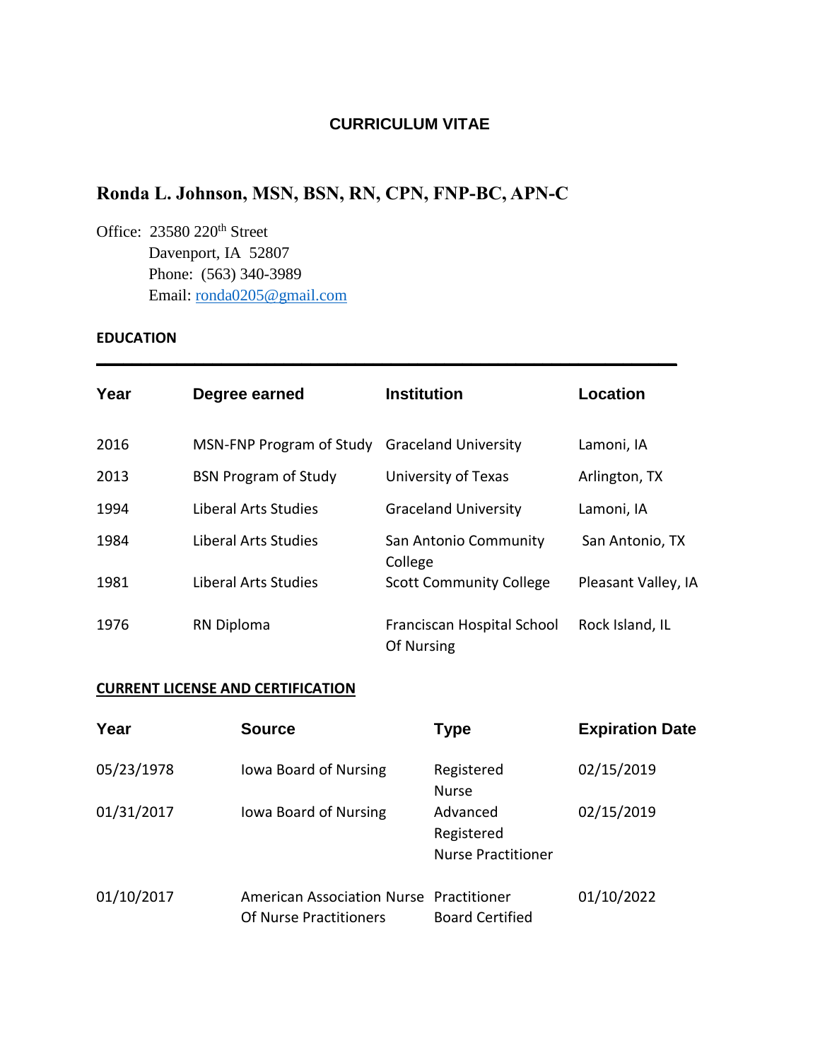# CURRICULUM VITAE

## Ronda L. Johnson, MSN, BSN, RN, CPN, FNP-BC, APN-C

Office: 23580 220th Street
Davenport, IA 52807
Phone: (563) 340-3989
Email: ronda0205@gmail.com

**EDUCATION**

| Year | Degree earned | Institution | Location |
|---|---|---|---|
| 2016 | MSN-FNP Program of Study | Graceland University | Lamoni, IA |
| 2013 | BSN Program of Study | University of Texas | Arlington, TX |
| 1994 | Liberal Arts Studies | Graceland University | Lamoni, IA |
| 1984 | Liberal Arts Studies | San Antonio Community College | San Antonio, TX |
| 1981 | Liberal Arts Studies | Scott Community College | Pleasant Valley, IA |
| 1976 | RN Diploma | Franciscan Hospital School Of Nursing | Rock Island, IL |

**CURRENT LICENSE AND CERTIFICATION**

| Year | Source | Type | Expiration Date |
|---|---|---|---|
| 05/23/1978 | Iowa Board of Nursing | Registered Nurse | 02/15/2019 |
| 01/31/2017 | Iowa Board of Nursing | Advanced Registered Nurse Practitioner | 02/15/2019 |
| 01/10/2017 | American Association Nurse Of Nurse Practitioners | Practitioner Board Certified | 01/10/2022 |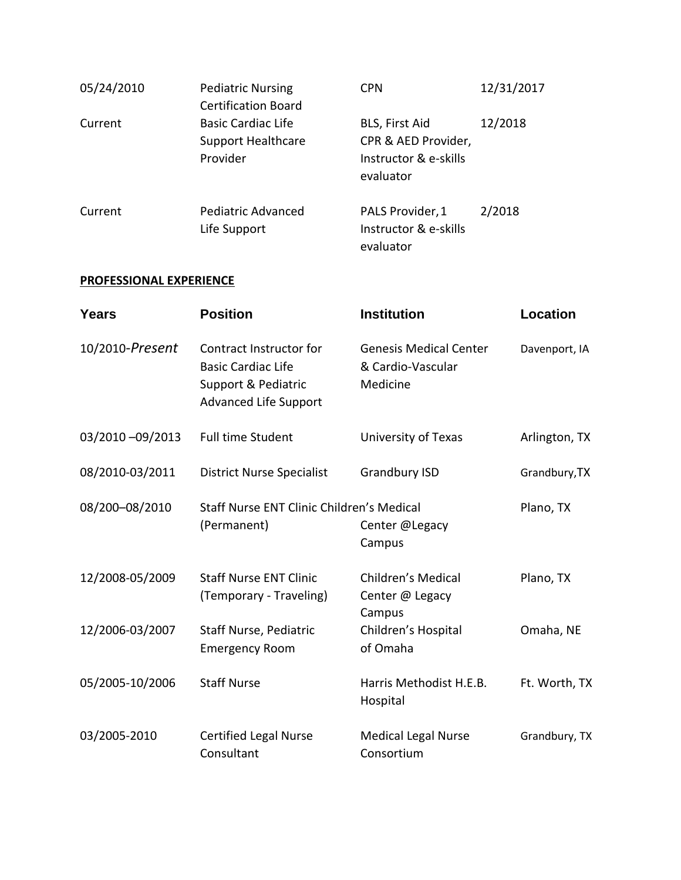| | | | |
|---|---|---|---|
| 05/24/2010 | Pediatric Nursing Certification Board | CPN | 12/31/2017 |
| Current | Basic Cardiac Life Support Healthcare Provider | BLS, First Aid CPR & AED Provider, Instructor & e-skills evaluator | 12/2018 |
| Current | Pediatric Advanced Life Support | PALS Provider, 1 Instructor & e-skills evaluator | 2/2018 |

**PROFESSIONAL EXPERIENCE**

| Years | Position | Institution | Location |
|---|---|---|---|
| 10/2010-*Present* | Contract Instructor for Basic Cardiac Life Support & Pediatric Advanced Life Support | Genesis Medical Center & Cardio-Vascular Medicine | Davenport, IA |
| 03/2010 –09/2013 | Full time Student | University of Texas | Arlington, TX |
| 08/2010-03/2011 | District Nurse Specialist | Grandbury ISD | Grandbury,TX |
| 08/200–08/2010 | Staff Nurse ENT Clinic (Permanent) | Children's Medical Center @Legacy Campus | Plano, TX |
| 12/2008-05/2009 | Staff Nurse ENT Clinic (Temporary - Traveling) | Children's Medical Center @ Legacy Campus | Plano, TX |
| 12/2006-03/2007 | Staff Nurse, Pediatric Emergency Room | Children's Hospital of Omaha | Omaha, NE |
| 05/2005-10/2006 | Staff Nurse | Harris Methodist H.E.B. Hospital | Ft. Worth, TX |
| 03/2005-2010 | Certified Legal Nurse Consultant | Medical Legal Nurse Consortium | Grandbury, TX |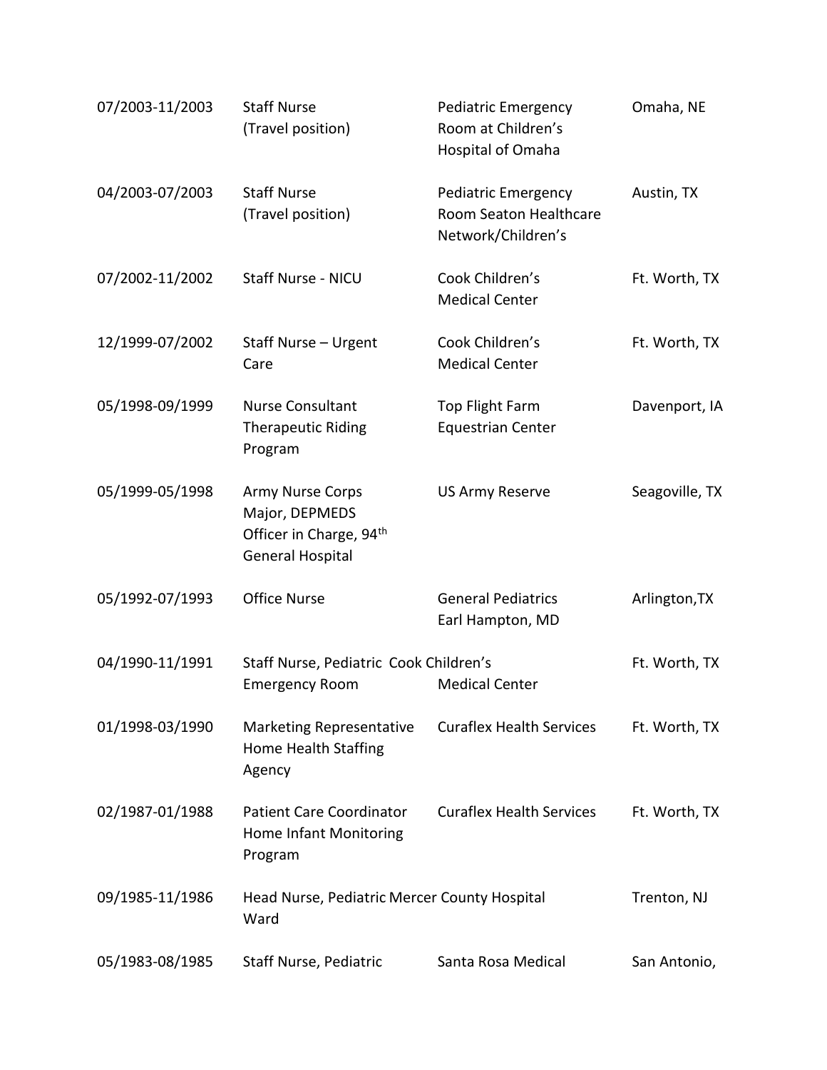| | | | |
|---|---|---|---|
| 07/2003-11/2003 | Staff Nurse (Travel position) | Pediatric Emergency Room at Children's Hospital of Omaha | Omaha, NE |
| 04/2003-07/2003 | Staff Nurse (Travel position) | Pediatric Emergency Room Seaton Healthcare Network/Children's | Austin, TX |
| 07/2002-11/2002 | Staff Nurse - NICU | Cook Children's Medical Center | Ft. Worth, TX |
| 12/1999-07/2002 | Staff Nurse – Urgent Care | Cook Children's Medical Center | Ft. Worth, TX |
| 05/1998-09/1999 | Nurse Consultant Therapeutic Riding Program | Top Flight Farm Equestrian Center | Davenport, IA |
| 05/1999-05/1998 | Army Nurse Corps Major, DEPMEDS Officer in Charge, 94th General Hospital | US Army Reserve | Seagoville, TX |
| 05/1992-07/1993 | Office Nurse | General Pediatrics Earl Hampton, MD | Arlington,TX |
| 04/1990-11/1991 | Staff Nurse, Pediatric Emergency Room | Cook Children's Medical Center | Ft. Worth, TX |
| 01/1998-03/1990 | Marketing Representative Home Health Staffing Agency | Curaflex Health Services | Ft. Worth, TX |
| 02/1987-01/1988 | Patient Care Coordinator Home Infant Monitoring Program | Curaflex Health Services | Ft. Worth, TX |
| 09/1985-11/1986 | Head Nurse, Pediatric Ward | Mercer County Hospital | Trenton, NJ |
| 05/1983-08/1985 | Staff Nurse, Pediatric | Santa Rosa Medical | San Antonio, |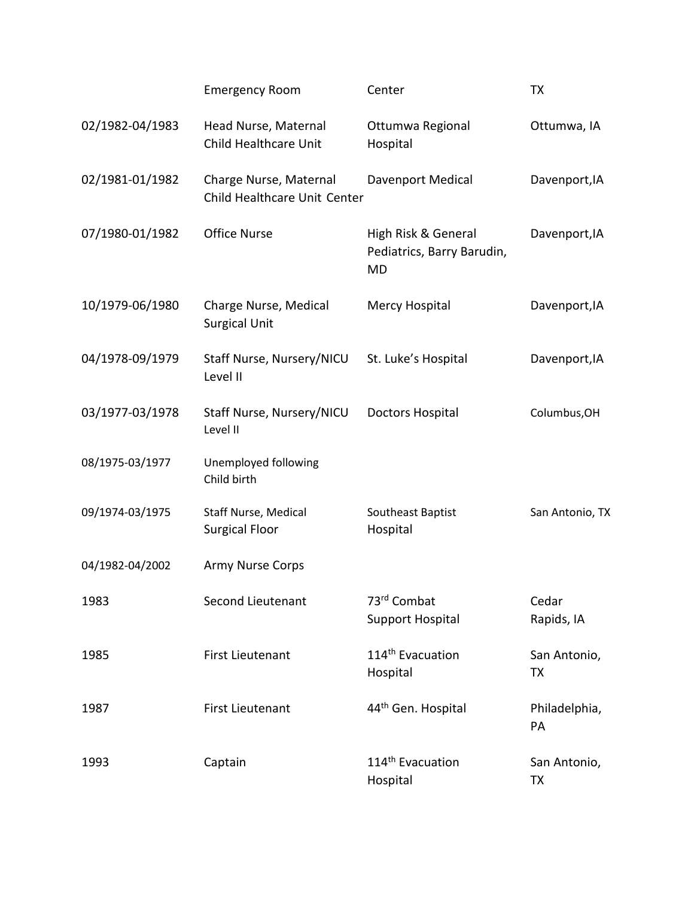| | | | |
|---|---|---|---|
| | Emergency Room | Center | TX |
| 02/1982-04/1983 | Head Nurse, Maternal Child Healthcare Unit | Ottumwa Regional Hospital | Ottumwa, IA |
| 02/1981-01/1982 | Charge Nurse, Maternal Child Healthcare Unit | Davenport Medical Center | Davenport,IA |
| 07/1980-01/1982 | Office Nurse | High Risk & General Pediatrics, Barry Barudin, MD | Davenport,IA |
| 10/1979-06/1980 | Charge Nurse, Medical Surgical Unit | Mercy Hospital | Davenport,IA |
| 04/1978-09/1979 | Staff Nurse, Nursery/NICU Level II | St. Luke's Hospital | Davenport,IA |
| 03/1977-03/1978 | Staff Nurse, Nursery/NICU Level II | Doctors Hospital | Columbus,OH |
| 08/1975-03/1977 | Unemployed following Child birth | | |
| 09/1974-03/1975 | Staff Nurse, Medical Surgical Floor | Southeast Baptist Hospital | San Antonio, TX |
| 04/1982-04/2002 | Army Nurse Corps | | |
| 1983 | Second Lieutenant | 73rd Combat Support Hospital | Cedar Rapids, IA |
| 1985 | First Lieutenant | 114th Evacuation Hospital | San Antonio, TX |
| 1987 | First Lieutenant | 44th Gen. Hospital | Philadelphia, PA |
| 1993 | Captain | 114th Evacuation Hospital | San Antonio, TX |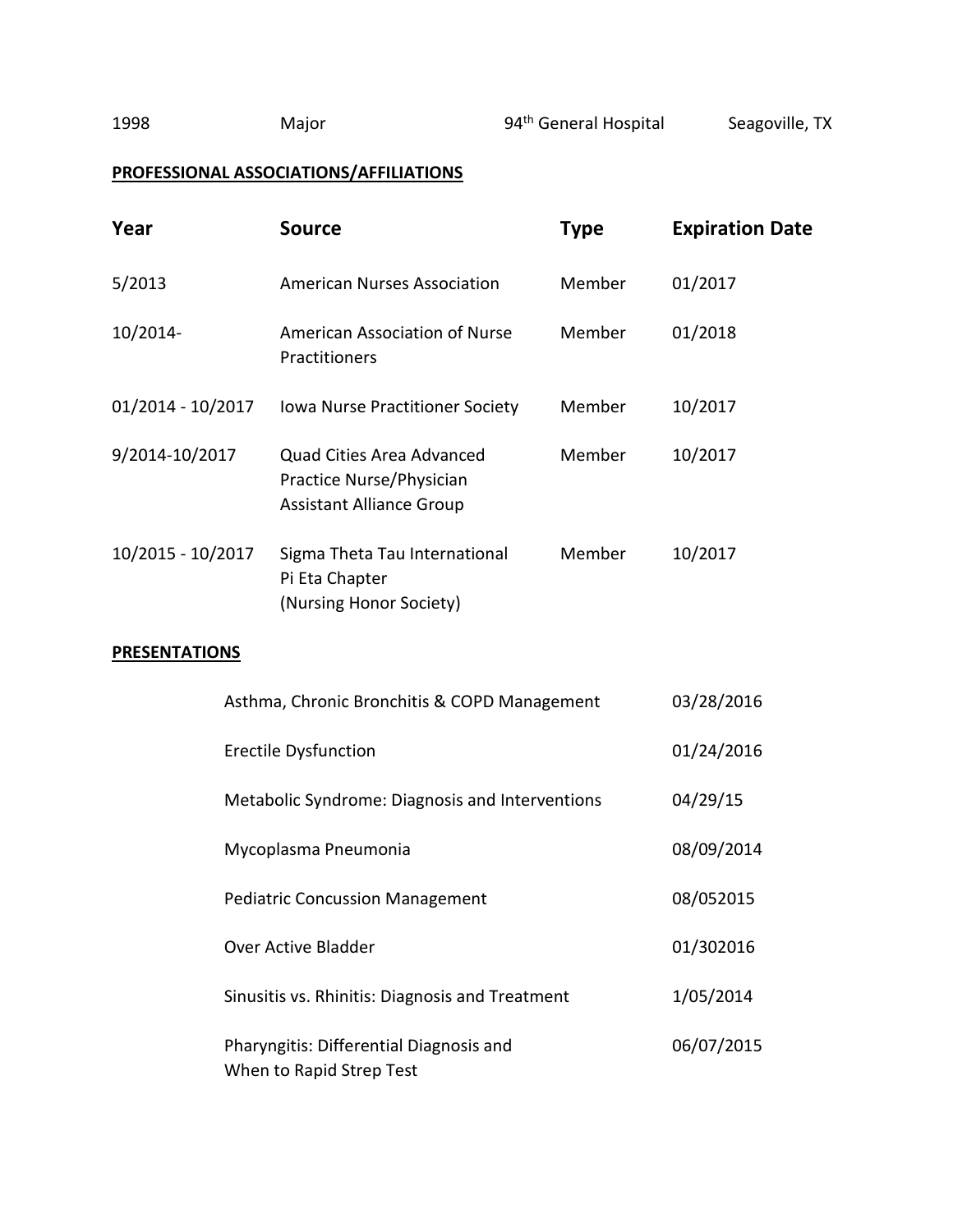| 1998 | Major | 94th General Hospital | Seagoville, TX |
|---|---|---|---|

**PROFESSIONAL ASSOCIATIONS/AFFILIATIONS**

| Year | Source | Type | Expiration Date |
|---|---|---|---|
| 5/2013 | American Nurses Association | Member | 01/2017 |
| 10/2014- | American Association of Nurse Practitioners | Member | 01/2018 |
| 01/2014 - 10/2017 | Iowa Nurse Practitioner Society | Member | 10/2017 |
| 9/2014-10/2017 | Quad Cities Area Advanced Practice Nurse/Physician Assistant Alliance Group | Member | 10/2017 |
| 10/2015 - 10/2017 | Sigma Theta Tau International Pi Eta Chapter (Nursing Honor Society) | Member | 10/2017 |

**PRESENTATIONS**

| Presentation | Date |
|---|---|
| Asthma, Chronic Bronchitis & COPD Management | 03/28/2016 |
| Erectile Dysfunction | 01/24/2016 |
| Metabolic Syndrome: Diagnosis and Interventions | 04/29/15 |
| Mycoplasma Pneumonia | 08/09/2014 |
| Pediatric Concussion Management | 08/052015 |
| Over Active Bladder | 01/302016 |
| Sinusitis vs. Rhinitis: Diagnosis and Treatment | 1/05/2014 |
| Pharyngitis: Differential Diagnosis and When to Rapid Strep Test | 06/07/2015 |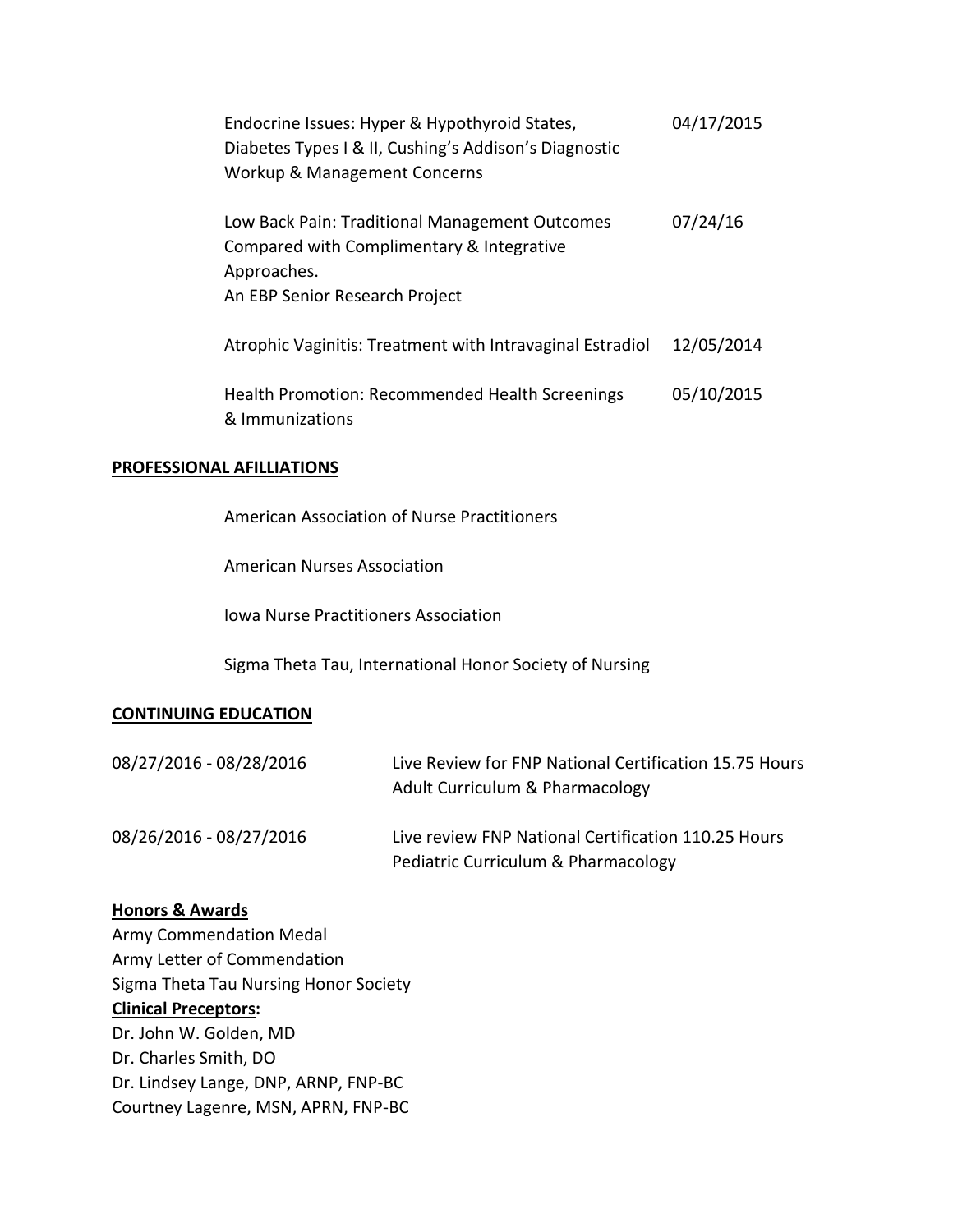| | |
|---|---|
| Endocrine Issues: Hyper & Hypothyroid States, Diabetes Types I & II, Cushing's Addison's Diagnostic Workup & Management Concerns | 04/17/2015 |
| Low Back Pain: Traditional Management Outcomes Compared with Complimentary & Integrative Approaches. An EBP Senior Research Project | 07/24/16 |
| Atrophic Vaginitis: Treatment with Intravaginal Estradiol | 12/05/2014 |
| Health Promotion: Recommended Health Screenings & Immunizations | 05/10/2015 |

**PROFESSIONAL AFILLIATIONS**

American Association of Nurse Practitioners

American Nurses Association

Iowa Nurse Practitioners Association

Sigma Theta Tau, International Honor Society of Nursing

**CONTINUING EDUCATION**

| | |
|---|---|
| 08/27/2016 - 08/28/2016 | Live Review for FNP National Certification 15.75 Hours Adult Curriculum & Pharmacology |
| 08/26/2016 - 08/27/2016 | Live review FNP National Certification 110.25 Hours Pediatric Curriculum & Pharmacology |

**Honors & Awards**

Army Commendation Medal
Army Letter of Commendation
Sigma Theta Tau Nursing Honor Society

**Clinical Preceptors:**

Dr. John W. Golden, MD
Dr. Charles Smith, DO
Dr. Lindsey Lange, DNP, ARNP, FNP-BC
Courtney Lagenre, MSN, APRN, FNP-BC